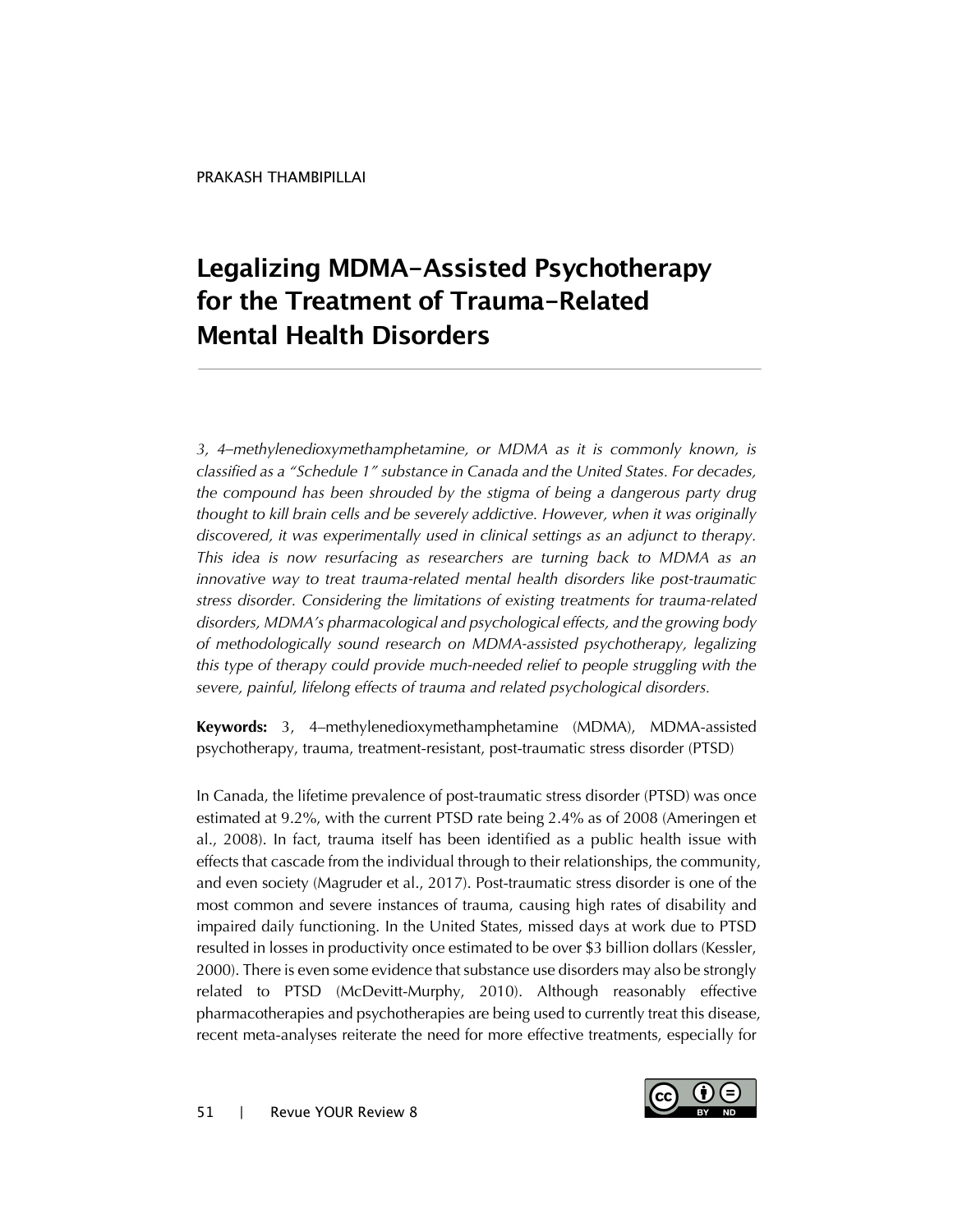PRAKASH THAMBIPILLAI

# Legalizing MDMA-Assisted Psychotherapy for the Treatment of Trauma-Related Mental Health Disorders

*3, 4–methylenedioxymethamphetamine, or MDMA as it is commonly known, is classified as a "Schedule 1" substance in Canada and the United States. For decades, the compound has been shrouded by the stigma of being a dangerous party drug thought to kill brain cells and be severely addictive. However, when it was originally discovered, it was experimentally used in clinical settings as an adjunct to therapy. This idea is now resurfacing as researchers are turning back to MDMA as an innovative way to treat trauma-related mental health disorders like post-traumatic stress disorder. Considering the limitations of existing treatments for trauma-related disorders, MDMA's pharmacological and psychological effects, and the growing body of methodologically sound research on MDMA-assisted psychotherapy, legalizing this type of therapy could provide much-needed relief to people struggling with the severe, painful, lifelong effects of trauma and related psychological disorders.*

**Keywords:** 3, 4–methylenedioxymethamphetamine (MDMA), MDMA-assisted psychotherapy, trauma, treatment-resistant, post-traumatic stress disorder (PTSD)

In Canada, the lifetime prevalence of post-traumatic stress disorder (PTSD) was once estimated at 9.2%, with the current PTSD rate being 2.4% as of 2008 (Ameringen et al., 2008). In fact, trauma itself has been identified as a public health issue with effects that cascade from the individual through to their relationships, the community, and even society (Magruder et al., 2017). Post-traumatic stress disorder is one of the most common and severe instances of trauma, causing high rates of disability and impaired daily functioning. In the United States, missed days at work due to PTSD resulted in losses in productivity once estimated to be over $3 billion dollars (Kessler, 2000). There is even some evidence that substance use disorders may also be strongly related to PTSD (McDevitt-Murphy, 2010). Although reasonably effective pharmacotherapies and psychotherapies are being used to currently treat this disease, recent meta-analyses reiterate the need for more effective treatments, especially for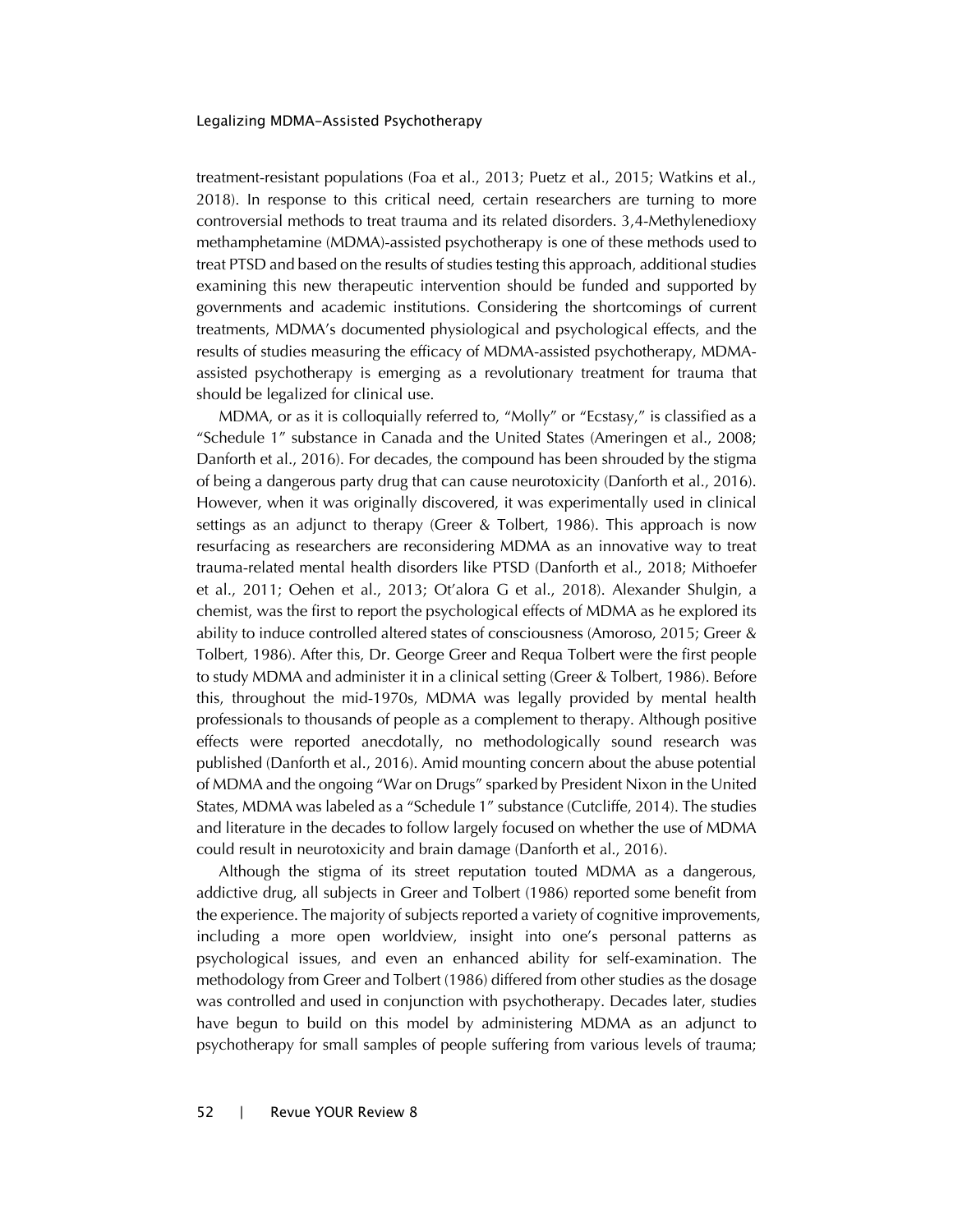treatment-resistant populations (Foa et al., 2013; Puetz et al., 2015; Watkins et al., 2018). In response to this critical need, certain researchers are turning to more controversial methods to treat trauma and its related disorders. 3,4-Methylenedioxy methamphetamine (MDMA)-assisted psychotherapy is one of these methods used to treat PTSD and based on the results of studies testing this approach, additional studies examining this new therapeutic intervention should be funded and supported by governments and academic institutions. Considering the shortcomings of current treatments, MDMA's documented physiological and psychological effects, and the results of studies measuring the efficacy of MDMA-assisted psychotherapy, MDMA-assisted psychotherapy is emerging as a revolutionary treatment for trauma that should be legalized for clinical use.

MDMA, or as it is colloquially referred to, "Molly" or "Ecstasy," is classified as a "Schedule 1" substance in Canada and the United States (Ameringen et al., 2008; Danforth et al., 2016). For decades, the compound has been shrouded by the stigma of being a dangerous party drug that can cause neurotoxicity (Danforth et al., 2016). However, when it was originally discovered, it was experimentally used in clinical settings as an adjunct to therapy (Greer & Tolbert, 1986). This approach is now resurfacing as researchers are reconsidering MDMA as an innovative way to treat trauma-related mental health disorders like PTSD (Danforth et al., 2018; Mithoefer et al., 2011; Oehen et al., 2013; Ot'alora G et al., 2018). Alexander Shulgin, a chemist, was the first to report the psychological effects of MDMA as he explored its ability to induce controlled altered states of consciousness (Amoroso, 2015; Greer & Tolbert, 1986). After this, Dr. George Greer and Requa Tolbert were the first people to study MDMA and administer it in a clinical setting (Greer & Tolbert, 1986). Before this, throughout the mid-1970s, MDMA was legally provided by mental health professionals to thousands of people as a complement to therapy. Although positive effects were reported anecdotally, no methodologically sound research was published (Danforth et al., 2016). Amid mounting concern about the abuse potential of MDMA and the ongoing "War on Drugs" sparked by President Nixon in the United States, MDMA was labeled as a "Schedule 1" substance (Cutcliffe, 2014). The studies and literature in the decades to follow largely focused on whether the use of MDMA could result in neurotoxicity and brain damage (Danforth et al., 2016).

Although the stigma of its street reputation touted MDMA as a dangerous, addictive drug, all subjects in Greer and Tolbert (1986) reported some benefit from the experience. The majority of subjects reported a variety of cognitive improvements, including a more open worldview, insight into one's personal patterns as psychological issues, and even an enhanced ability for self-examination. The methodology from Greer and Tolbert (1986) differed from other studies as the dosage was controlled and used in conjunction with psychotherapy. Decades later, studies have begun to build on this model by administering MDMA as an adjunct to psychotherapy for small samples of people suffering from various levels of trauma;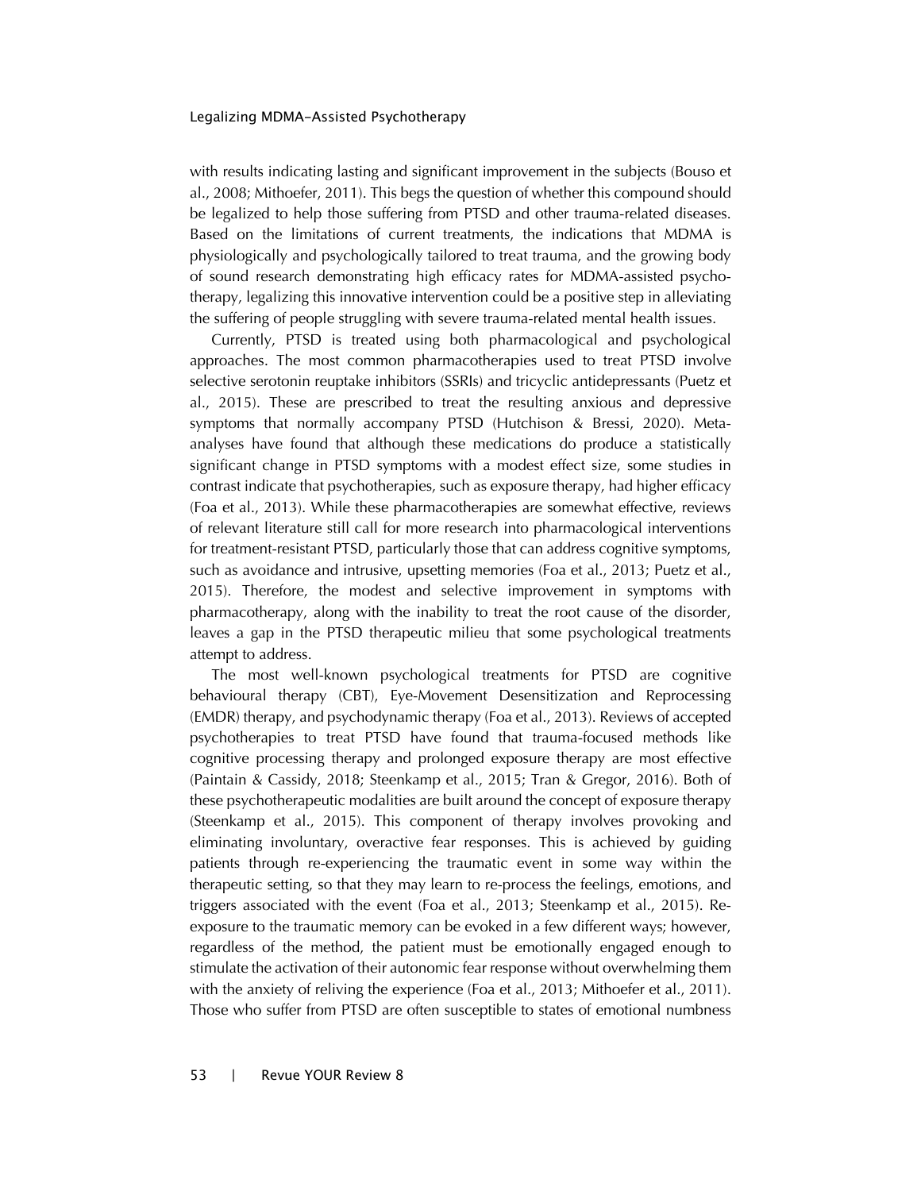with results indicating lasting and significant improvement in the subjects (Bouso et al., 2008; Mithoefer, 2011). This begs the question of whether this compound should be legalized to help those suffering from PTSD and other trauma-related diseases. Based on the limitations of current treatments, the indications that MDMA is physiologically and psychologically tailored to treat trauma, and the growing body of sound research demonstrating high efficacy rates for MDMA-assisted psychotherapy, legalizing this innovative intervention could be a positive step in alleviating the suffering of people struggling with severe trauma-related mental health issues.

Currently, PTSD is treated using both pharmacological and psychological approaches. The most common pharmacotherapies used to treat PTSD involve selective serotonin reuptake inhibitors (SSRIs) and tricyclic antidepressants (Puetz et al., 2015). These are prescribed to treat the resulting anxious and depressive symptoms that normally accompany PTSD (Hutchison & Bressi, 2020). Meta-analyses have found that although these medications do produce a statistically significant change in PTSD symptoms with a modest effect size, some studies in contrast indicate that psychotherapies, such as exposure therapy, had higher efficacy (Foa et al., 2013). While these pharmacotherapies are somewhat effective, reviews of relevant literature still call for more research into pharmacological interventions for treatment-resistant PTSD, particularly those that can address cognitive symptoms, such as avoidance and intrusive, upsetting memories (Foa et al., 2013; Puetz et al., 2015). Therefore, the modest and selective improvement in symptoms with pharmacotherapy, along with the inability to treat the root cause of the disorder, leaves a gap in the PTSD therapeutic milieu that some psychological treatments attempt to address.

The most well-known psychological treatments for PTSD are cognitive behavioural therapy (CBT), Eye-Movement Desensitization and Reprocessing (EMDR) therapy, and psychodynamic therapy (Foa et al., 2013). Reviews of accepted psychotherapies to treat PTSD have found that trauma-focused methods like cognitive processing therapy and prolonged exposure therapy are most effective (Paintain & Cassidy, 2018; Steenkamp et al., 2015; Tran & Gregor, 2016). Both of these psychotherapeutic modalities are built around the concept of exposure therapy (Steenkamp et al., 2015). This component of therapy involves provoking and eliminating involuntary, overactive fear responses. This is achieved by guiding patients through re-experiencing the traumatic event in some way within the therapeutic setting, so that they may learn to re-process the feelings, emotions, and triggers associated with the event (Foa et al., 2013; Steenkamp et al., 2015). Re-exposure to the traumatic memory can be evoked in a few different ways; however, regardless of the method, the patient must be emotionally engaged enough to stimulate the activation of their autonomic fear response without overwhelming them with the anxiety of reliving the experience (Foa et al., 2013; Mithoefer et al., 2011). Those who suffer from PTSD are often susceptible to states of emotional numbness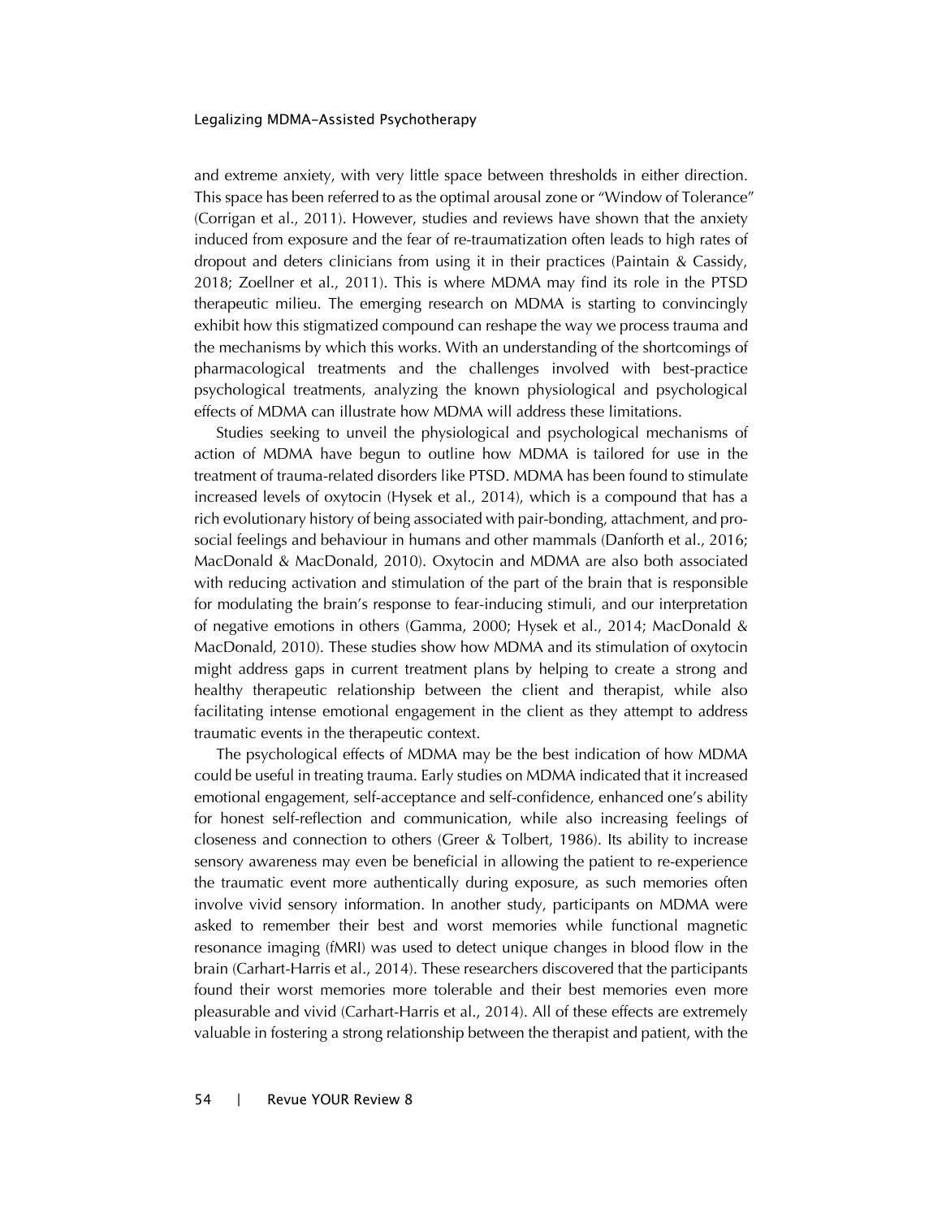and extreme anxiety, with very little space between thresholds in either direction. This space has been referred to as the optimal arousal zone or "Window of Tolerance" (Corrigan et al., 2011). However, studies and reviews have shown that the anxiety induced from exposure and the fear of re-traumatization often leads to high rates of dropout and deters clinicians from using it in their practices (Paintain & Cassidy, 2018; Zoellner et al., 2011). This is where MDMA may find its role in the PTSD therapeutic milieu. The emerging research on MDMA is starting to convincingly exhibit how this stigmatized compound can reshape the way we process trauma and the mechanisms by which this works. With an understanding of the shortcomings of pharmacological treatments and the challenges involved with best-practice psychological treatments, analyzing the known physiological and psychological effects of MDMA can illustrate how MDMA will address these limitations.

Studies seeking to unveil the physiological and psychological mechanisms of action of MDMA have begun to outline how MDMA is tailored for use in the treatment of trauma-related disorders like PTSD. MDMA has been found to stimulate increased levels of oxytocin (Hysek et al., 2014), which is a compound that has a rich evolutionary history of being associated with pair-bonding, attachment, and pro-social feelings and behaviour in humans and other mammals (Danforth et al., 2016; MacDonald & MacDonald, 2010). Oxytocin and MDMA are also both associated with reducing activation and stimulation of the part of the brain that is responsible for modulating the brain's response to fear-inducing stimuli, and our interpretation of negative emotions in others (Gamma, 2000; Hysek et al., 2014; MacDonald & MacDonald, 2010). These studies show how MDMA and its stimulation of oxytocin might address gaps in current treatment plans by helping to create a strong and healthy therapeutic relationship between the client and therapist, while also facilitating intense emotional engagement in the client as they attempt to address traumatic events in the therapeutic context.

The psychological effects of MDMA may be the best indication of how MDMA could be useful in treating trauma. Early studies on MDMA indicated that it increased emotional engagement, self-acceptance and self-confidence, enhanced one's ability for honest self-reflection and communication, while also increasing feelings of closeness and connection to others (Greer & Tolbert, 1986). Its ability to increase sensory awareness may even be beneficial in allowing the patient to re-experience the traumatic event more authentically during exposure, as such memories often involve vivid sensory information. In another study, participants on MDMA were asked to remember their best and worst memories while functional magnetic resonance imaging (fMRI) was used to detect unique changes in blood flow in the brain (Carhart-Harris et al., 2014). These researchers discovered that the participants found their worst memories more tolerable and their best memories even more pleasurable and vivid (Carhart-Harris et al., 2014). All of these effects are extremely valuable in fostering a strong relationship between the therapist and patient, with the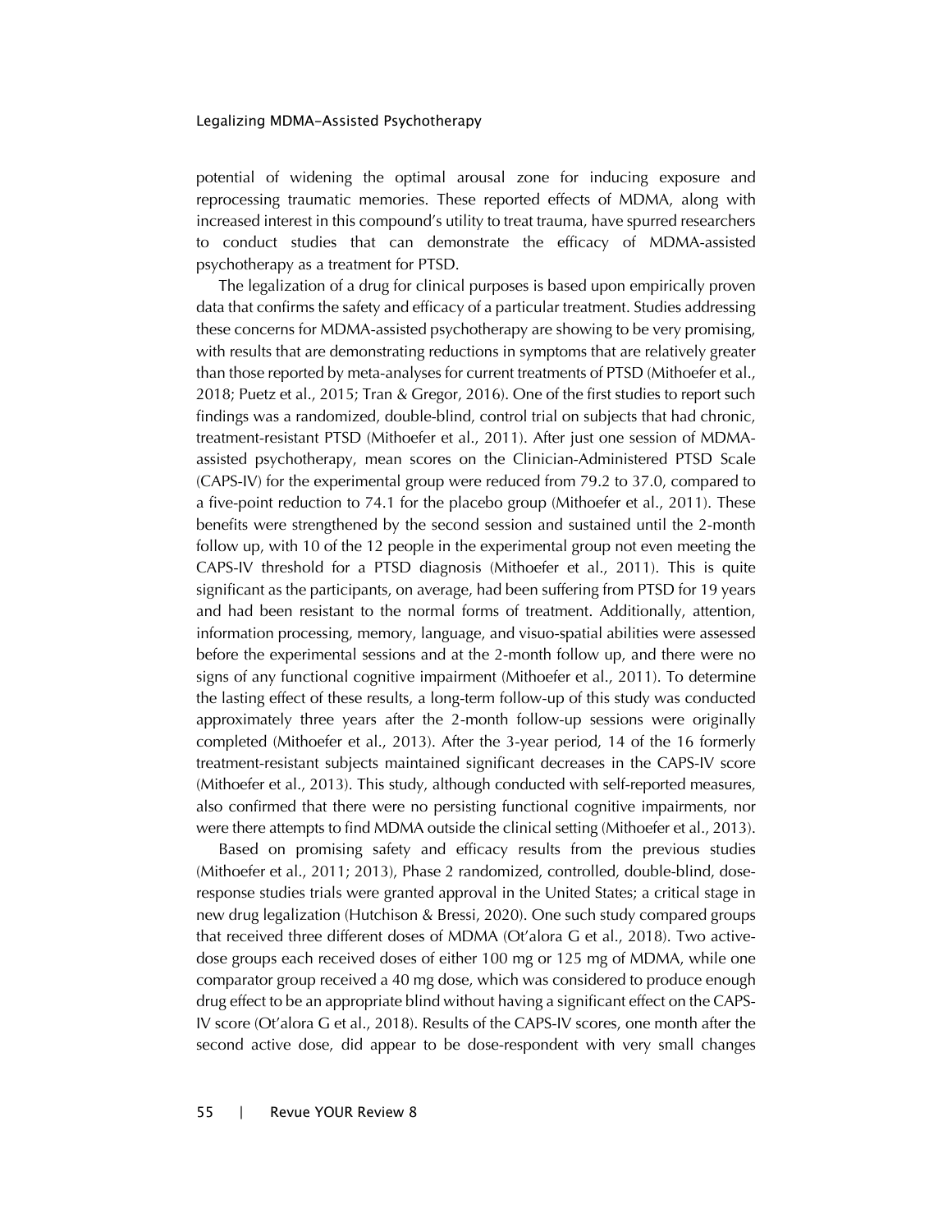potential of widening the optimal arousal zone for inducing exposure and reprocessing traumatic memories. These reported effects of MDMA, along with increased interest in this compound's utility to treat trauma, have spurred researchers to conduct studies that can demonstrate the efficacy of MDMA-assisted psychotherapy as a treatment for PTSD.

The legalization of a drug for clinical purposes is based upon empirically proven data that confirms the safety and efficacy of a particular treatment. Studies addressing these concerns for MDMA-assisted psychotherapy are showing to be very promising, with results that are demonstrating reductions in symptoms that are relatively greater than those reported by meta-analyses for current treatments of PTSD (Mithoefer et al., 2018; Puetz et al., 2015; Tran & Gregor, 2016). One of the first studies to report such findings was a randomized, double-blind, control trial on subjects that had chronic, treatment-resistant PTSD (Mithoefer et al., 2011). After just one session of MDMA-assisted psychotherapy, mean scores on the Clinician-Administered PTSD Scale (CAPS-IV) for the experimental group were reduced from 79.2 to 37.0, compared to a five-point reduction to 74.1 for the placebo group (Mithoefer et al., 2011). These benefits were strengthened by the second session and sustained until the 2-month follow up, with 10 of the 12 people in the experimental group not even meeting the CAPS-IV threshold for a PTSD diagnosis (Mithoefer et al., 2011). This is quite significant as the participants, on average, had been suffering from PTSD for 19 years and had been resistant to the normal forms of treatment. Additionally, attention, information processing, memory, language, and visuo-spatial abilities were assessed before the experimental sessions and at the 2-month follow up, and there were no signs of any functional cognitive impairment (Mithoefer et al., 2011). To determine the lasting effect of these results, a long-term follow-up of this study was conducted approximately three years after the 2-month follow-up sessions were originally completed (Mithoefer et al., 2013). After the 3-year period, 14 of the 16 formerly treatment-resistant subjects maintained significant decreases in the CAPS-IV score (Mithoefer et al., 2013). This study, although conducted with self-reported measures, also confirmed that there were no persisting functional cognitive impairments, nor were there attempts to find MDMA outside the clinical setting (Mithoefer et al., 2013).

Based on promising safety and efficacy results from the previous studies (Mithoefer et al., 2011; 2013), Phase 2 randomized, controlled, double-blind, dose-response studies trials were granted approval in the United States; a critical stage in new drug legalization (Hutchison & Bressi, 2020). One such study compared groups that received three different doses of MDMA (Ot'alora G et al., 2018). Two active-dose groups each received doses of either 100 mg or 125 mg of MDMA, while one comparator group received a 40 mg dose, which was considered to produce enough drug effect to be an appropriate blind without having a significant effect on the CAPS-IV score (Ot'alora G et al., 2018). Results of the CAPS-IV scores, one month after the second active dose, did appear to be dose-respondent with very small changes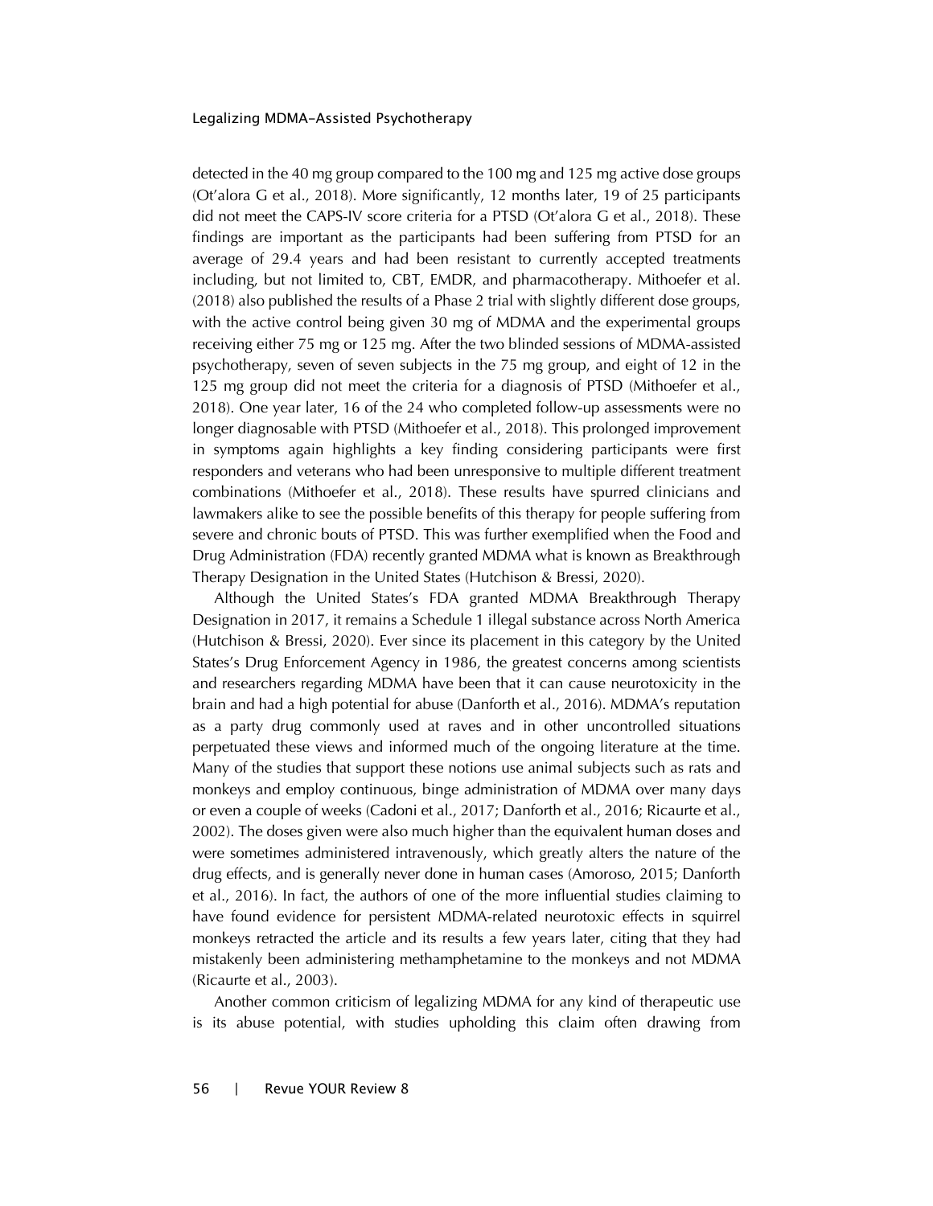detected in the 40 mg group compared to the 100 mg and 125 mg active dose groups (Ot'alora G et al., 2018). More significantly, 12 months later, 19 of 25 participants did not meet the CAPS-IV score criteria for a PTSD (Ot'alora G et al., 2018). These findings are important as the participants had been suffering from PTSD for an average of 29.4 years and had been resistant to currently accepted treatments including, but not limited to, CBT, EMDR, and pharmacotherapy. Mithoefer et al. (2018) also published the results of a Phase 2 trial with slightly different dose groups, with the active control being given 30 mg of MDMA and the experimental groups receiving either 75 mg or 125 mg. After the two blinded sessions of MDMA-assisted psychotherapy, seven of seven subjects in the 75 mg group, and eight of 12 in the 125 mg group did not meet the criteria for a diagnosis of PTSD (Mithoefer et al., 2018). One year later, 16 of the 24 who completed follow-up assessments were no longer diagnosable with PTSD (Mithoefer et al., 2018). This prolonged improvement in symptoms again highlights a key finding considering participants were first responders and veterans who had been unresponsive to multiple different treatment combinations (Mithoefer et al., 2018). These results have spurred clinicians and lawmakers alike to see the possible benefits of this therapy for people suffering from severe and chronic bouts of PTSD. This was further exemplified when the Food and Drug Administration (FDA) recently granted MDMA what is known as Breakthrough Therapy Designation in the United States (Hutchison & Bressi, 2020).

Although the United States's FDA granted MDMA Breakthrough Therapy Designation in 2017, it remains a Schedule 1 illegal substance across North America (Hutchison & Bressi, 2020). Ever since its placement in this category by the United States's Drug Enforcement Agency in 1986, the greatest concerns among scientists and researchers regarding MDMA have been that it can cause neurotoxicity in the brain and had a high potential for abuse (Danforth et al., 2016). MDMA's reputation as a party drug commonly used at raves and in other uncontrolled situations perpetuated these views and informed much of the ongoing literature at the time. Many of the studies that support these notions use animal subjects such as rats and monkeys and employ continuous, binge administration of MDMA over many days or even a couple of weeks (Cadoni et al., 2017; Danforth et al., 2016; Ricaurte et al., 2002). The doses given were also much higher than the equivalent human doses and were sometimes administered intravenously, which greatly alters the nature of the drug effects, and is generally never done in human cases (Amoroso, 2015; Danforth et al., 2016). In fact, the authors of one of the more influential studies claiming to have found evidence for persistent MDMA-related neurotoxic effects in squirrel monkeys retracted the article and its results a few years later, citing that they had mistakenly been administering methamphetamine to the monkeys and not MDMA (Ricaurte et al., 2003).

Another common criticism of legalizing MDMA for any kind of therapeutic use is its abuse potential, with studies upholding this claim often drawing from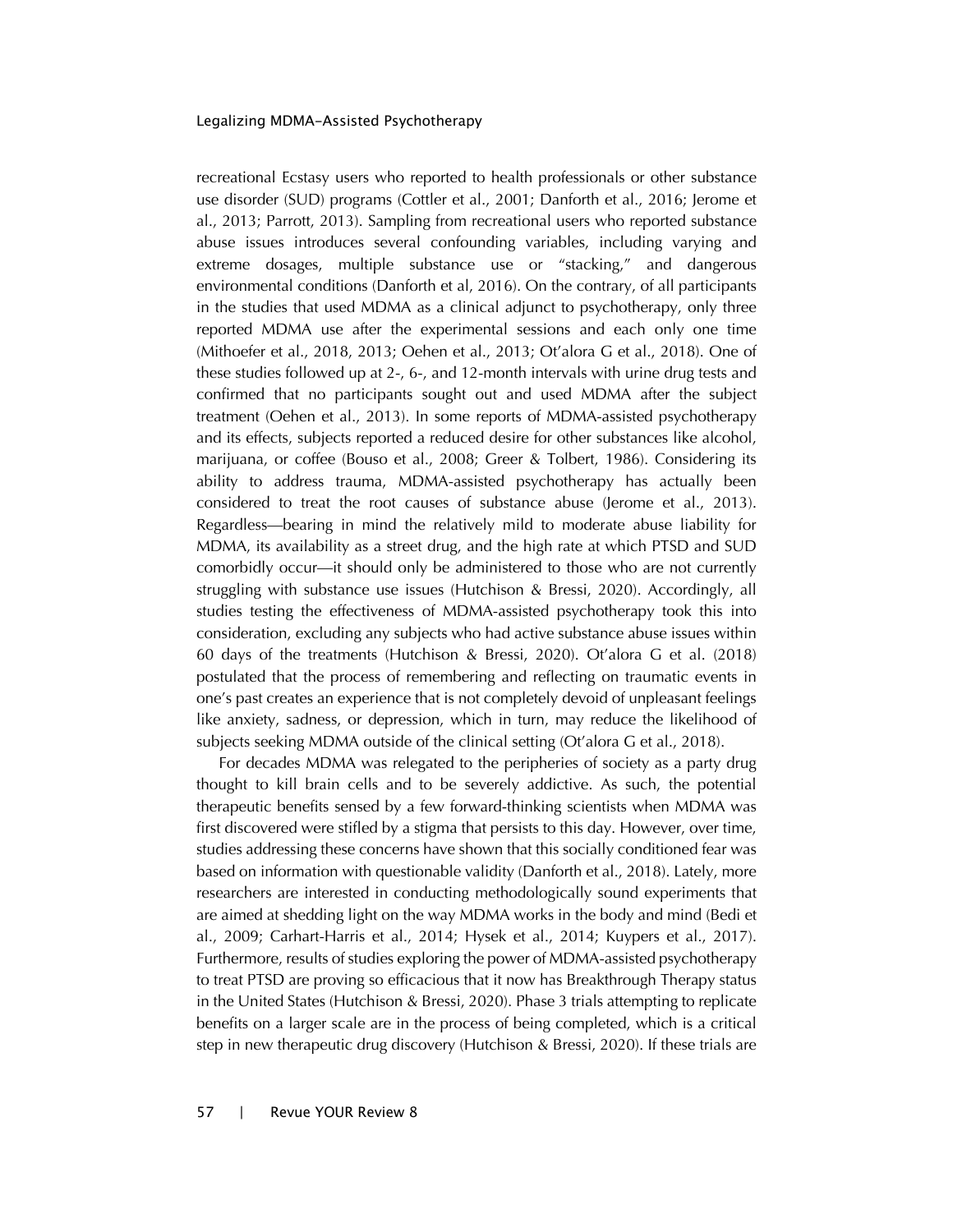recreational Ecstasy users who reported to health professionals or other substance use disorder (SUD) programs (Cottler et al., 2001; Danforth et al., 2016; Jerome et al., 2013; Parrott, 2013). Sampling from recreational users who reported substance abuse issues introduces several confounding variables, including varying and extreme dosages, multiple substance use or "stacking," and dangerous environmental conditions (Danforth et al, 2016). On the contrary, of all participants in the studies that used MDMA as a clinical adjunct to psychotherapy, only three reported MDMA use after the experimental sessions and each only one time (Mithoefer et al., 2018, 2013; Oehen et al., 2013; Ot'alora G et al., 2018). One of these studies followed up at 2-, 6-, and 12-month intervals with urine drug tests and confirmed that no participants sought out and used MDMA after the subject treatment (Oehen et al., 2013). In some reports of MDMA-assisted psychotherapy and its effects, subjects reported a reduced desire for other substances like alcohol, marijuana, or coffee (Bouso et al., 2008; Greer & Tolbert, 1986). Considering its ability to address trauma, MDMA-assisted psychotherapy has actually been considered to treat the root causes of substance abuse (Jerome et al., 2013). Regardless—bearing in mind the relatively mild to moderate abuse liability for MDMA, its availability as a street drug, and the high rate at which PTSD and SUD comorbidly occur—it should only be administered to those who are not currently struggling with substance use issues (Hutchison & Bressi, 2020). Accordingly, all studies testing the effectiveness of MDMA-assisted psychotherapy took this into consideration, excluding any subjects who had active substance abuse issues within 60 days of the treatments (Hutchison & Bressi, 2020). Ot'alora G et al. (2018) postulated that the process of remembering and reflecting on traumatic events in one's past creates an experience that is not completely devoid of unpleasant feelings like anxiety, sadness, or depression, which in turn, may reduce the likelihood of subjects seeking MDMA outside of the clinical setting (Ot'alora G et al., 2018).

For decades MDMA was relegated to the peripheries of society as a party drug thought to kill brain cells and to be severely addictive. As such, the potential therapeutic benefits sensed by a few forward-thinking scientists when MDMA was first discovered were stifled by a stigma that persists to this day. However, over time, studies addressing these concerns have shown that this socially conditioned fear was based on information with questionable validity (Danforth et al., 2018). Lately, more researchers are interested in conducting methodologically sound experiments that are aimed at shedding light on the way MDMA works in the body and mind (Bedi et al., 2009; Carhart-Harris et al., 2014; Hysek et al., 2014; Kuypers et al., 2017). Furthermore, results of studies exploring the power of MDMA-assisted psychotherapy to treat PTSD are proving so efficacious that it now has Breakthrough Therapy status in the United States (Hutchison & Bressi, 2020). Phase 3 trials attempting to replicate benefits on a larger scale are in the process of being completed, which is a critical step in new therapeutic drug discovery (Hutchison & Bressi, 2020). If these trials are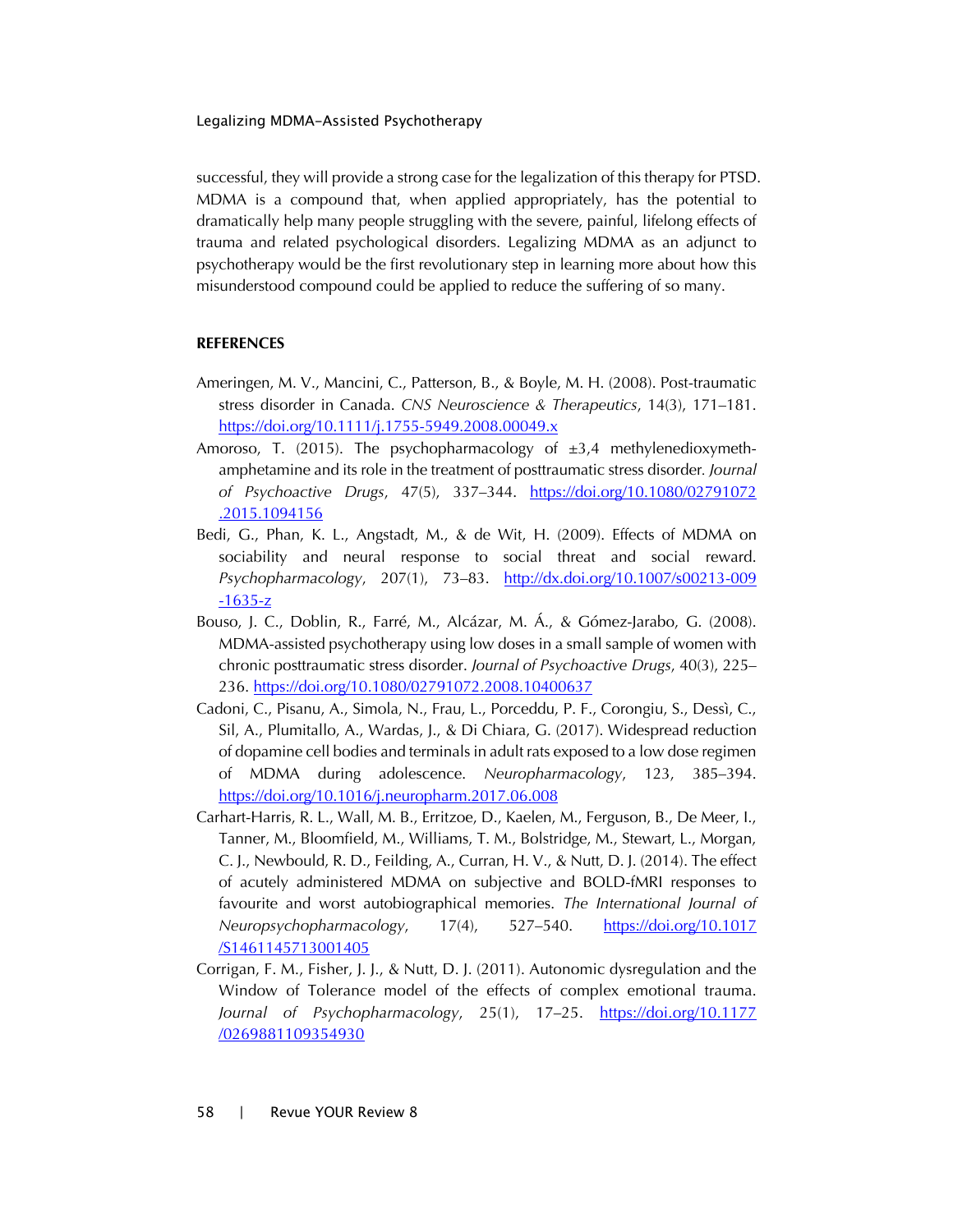successful, they will provide a strong case for the legalization of this therapy for PTSD. MDMA is a compound that, when applied appropriately, has the potential to dramatically help many people struggling with the severe, painful, lifelong effects of trauma and related psychological disorders. Legalizing MDMA as an adjunct to psychotherapy would be the first revolutionary step in learning more about how this misunderstood compound could be applied to reduce the suffering of so many.

## REFERENCES

Ameringen, M. V., Mancini, C., Patterson, B., & Boyle, M. H. (2008). Post-traumatic stress disorder in Canada. *CNS Neuroscience & Therapeutics*, 14(3), 171–181. https://doi.org/10.1111/j.1755-5949.2008.00049.x

Amoroso, T. (2015). The psychopharmacology of ±3,4 methylenedioxymethamphetamine and its role in the treatment of posttraumatic stress disorder. *Journal of Psychoactive Drugs*, 47(5), 337–344. https://doi.org/10.1080/02791072.2015.1094156

Bedi, G., Phan, K. L., Angstadt, M., & de Wit, H. (2009). Effects of MDMA on sociability and neural response to social threat and social reward. *Psychopharmacology*, 207(1), 73–83. http://dx.doi.org/10.1007/s00213-009-1635-z

Bouso, J. C., Doblin, R., Farré, M., Alcázar, M. Á., & Gómez-Jarabo, G. (2008). MDMA-assisted psychotherapy using low doses in a small sample of women with chronic posttraumatic stress disorder. *Journal of Psychoactive Drugs*, 40(3), 225–236. https://doi.org/10.1080/02791072.2008.10400637

Cadoni, C., Pisanu, A., Simola, N., Frau, L., Porceddu, P. F., Corongiu, S., Dessì, C., Sil, A., Plumitallo, A., Wardas, J., & Di Chiara, G. (2017). Widespread reduction of dopamine cell bodies and terminals in adult rats exposed to a low dose regimen of MDMA during adolescence. *Neuropharmacology*, 123, 385–394. https://doi.org/10.1016/j.neuropharm.2017.06.008

Carhart-Harris, R. L., Wall, M. B., Erritzoe, D., Kaelen, M., Ferguson, B., De Meer, I., Tanner, M., Bloomfield, M., Williams, T. M., Bolstridge, M., Stewart, L., Morgan, C. J., Newbould, R. D., Feilding, A., Curran, H. V., & Nutt, D. J. (2014). The effect of acutely administered MDMA on subjective and BOLD-fMRI responses to favourite and worst autobiographical memories. *The International Journal of Neuropsychopharmacology*, 17(4), 527–540. https://doi.org/10.1017/S1461145713001405

Corrigan, F. M., Fisher, J. J., & Nutt, D. J. (2011). Autonomic dysregulation and the Window of Tolerance model of the effects of complex emotional trauma. *Journal of Psychopharmacology*, 25(1), 17–25. https://doi.org/10.1177/0269881109354930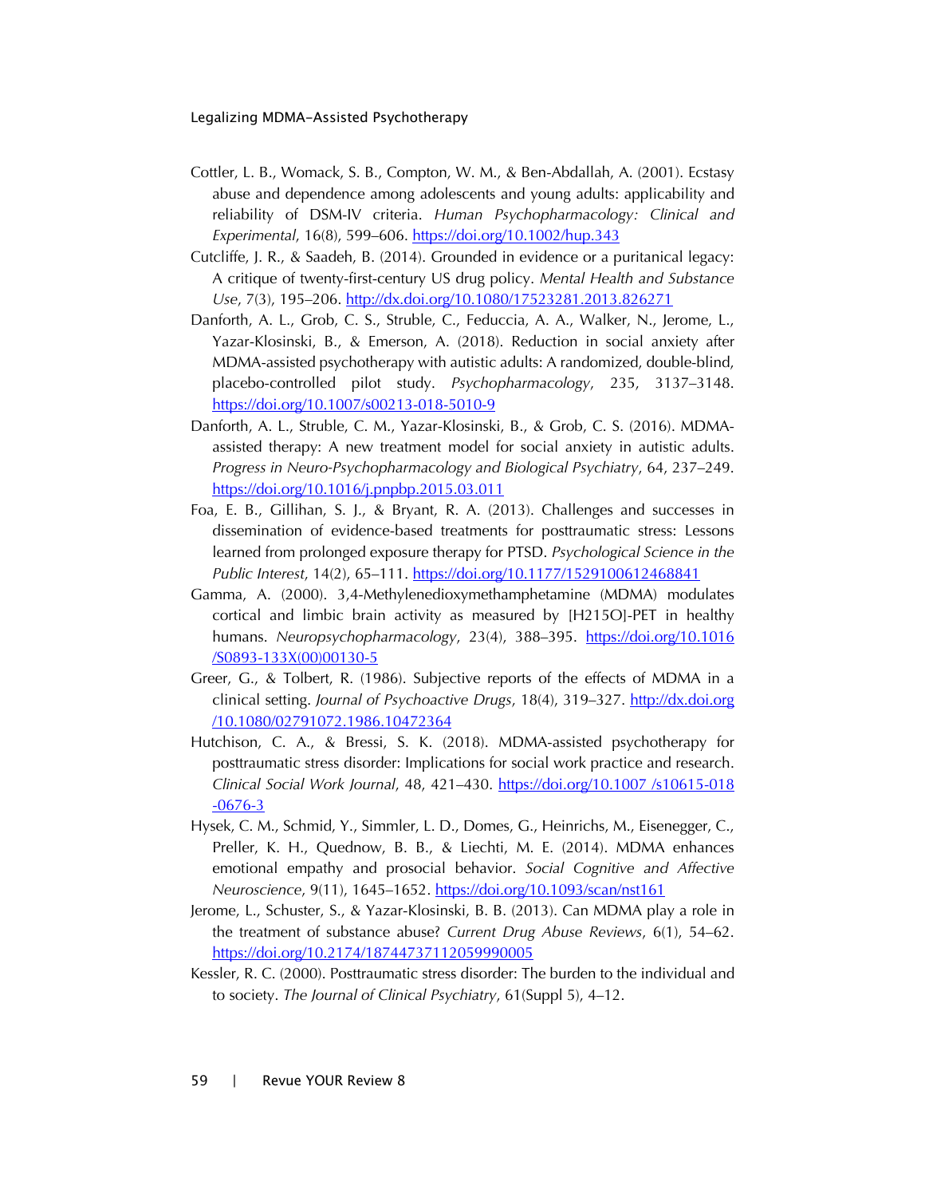Cottler, L. B., Womack, S. B., Compton, W. M., & Ben-Abdallah, A. (2001). Ecstasy abuse and dependence among adolescents and young adults: applicability and reliability of DSM-IV criteria. *Human Psychopharmacology: Clinical and Experimental*, 16(8), 599–606. https://doi.org/10.1002/hup.343

Cutcliffe, J. R., & Saadeh, B. (2014). Grounded in evidence or a puritanical legacy: A critique of twenty-first-century US drug policy. *Mental Health and Substance Use*, 7(3), 195–206. http://dx.doi.org/10.1080/17523281.2013.826271

Danforth, A. L., Grob, C. S., Struble, C., Feduccia, A. A., Walker, N., Jerome, L., Yazar-Klosinski, B., & Emerson, A. (2018). Reduction in social anxiety after MDMA-assisted psychotherapy with autistic adults: A randomized, double-blind, placebo-controlled pilot study. *Psychopharmacology*, 235, 3137–3148. https://doi.org/10.1007/s00213-018-5010-9

Danforth, A. L., Struble, C. M., Yazar-Klosinski, B., & Grob, C. S. (2016). MDMA-assisted therapy: A new treatment model for social anxiety in autistic adults. *Progress in Neuro-Psychopharmacology and Biological Psychiatry*, 64, 237–249. https://doi.org/10.1016/j.pnpbp.2015.03.011

Foa, E. B., Gillihan, S. J., & Bryant, R. A. (2013). Challenges and successes in dissemination of evidence-based treatments for posttraumatic stress: Lessons learned from prolonged exposure therapy for PTSD. *Psychological Science in the Public Interest*, 14(2), 65–111. https://doi.org/10.1177/1529100612468841

Gamma, A. (2000). 3,4-Methylenedioxymethamphetamine (MDMA) modulates cortical and limbic brain activity as measured by [H215O]-PET in healthy humans. *Neuropsychopharmacology*, 23(4), 388–395. https://doi.org/10.1016/S0893-133X(00)00130-5

Greer, G., & Tolbert, R. (1986). Subjective reports of the effects of MDMA in a clinical setting. *Journal of Psychoactive Drugs*, 18(4), 319–327. http://dx.doi.org/10.1080/02791072.1986.10472364

Hutchison, C. A., & Bressi, S. K. (2018). MDMA-assisted psychotherapy for posttraumatic stress disorder: Implications for social work practice and research. *Clinical Social Work Journal*, 48, 421–430. https://doi.org/10.1007 /s10615-018-0676-3

Hysek, C. M., Schmid, Y., Simmler, L. D., Domes, G., Heinrichs, M., Eisenegger, C., Preller, K. H., Quednow, B. B., & Liechti, M. E. (2014). MDMA enhances emotional empathy and prosocial behavior. *Social Cognitive and Affective Neuroscience*, 9(11), 1645–1652. https://doi.org/10.1093/scan/nst161

Jerome, L., Schuster, S., & Yazar-Klosinski, B. B. (2013). Can MDMA play a role in the treatment of substance abuse? *Current Drug Abuse Reviews*, 6(1), 54–62. https://doi.org/10.2174/18744737112059990005

Kessler, R. C. (2000). Posttraumatic stress disorder: The burden to the individual and to society. *The Journal of Clinical Psychiatry*, 61(Suppl 5), 4–12.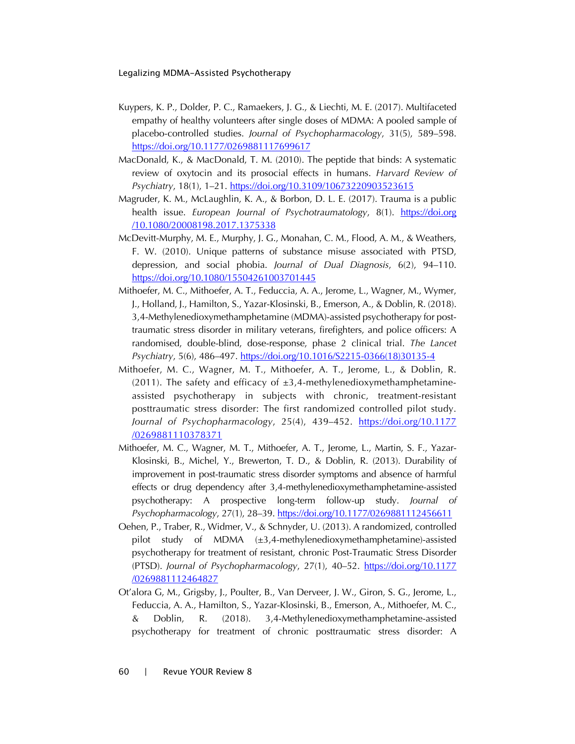Kuypers, K. P., Dolder, P. C., Ramaekers, J. G., & Liechti, M. E. (2017). Multifaceted empathy of healthy volunteers after single doses of MDMA: A pooled sample of placebo-controlled studies. *Journal of Psychopharmacology*, 31(5), 589–598. https://doi.org/10.1177/0269881117699617

MacDonald, K., & MacDonald, T. M. (2010). The peptide that binds: A systematic review of oxytocin and its prosocial effects in humans. *Harvard Review of Psychiatry*, 18(1), 1–21. https://doi.org/10.3109/10673220903523615

Magruder, K. M., McLaughlin, K. A., & Borbon, D. L. E. (2017). Trauma is a public health issue. *European Journal of Psychotraumatology*, 8(1). https://doi.org/10.1080/20008198.2017.1375338

McDevitt-Murphy, M. E., Murphy, J. G., Monahan, C. M., Flood, A. M., & Weathers, F. W. (2010). Unique patterns of substance misuse associated with PTSD, depression, and social phobia. *Journal of Dual Diagnosis*, 6(2), 94–110. https://doi.org/10.1080/15504261003701445

Mithoefer, M. C., Mithoefer, A. T., Feduccia, A. A., Jerome, L., Wagner, M., Wymer, J., Holland, J., Hamilton, S., Yazar-Klosinski, B., Emerson, A., & Doblin, R. (2018). 3,4-Methylenedioxymethamphetamine (MDMA)-assisted psychotherapy for post-traumatic stress disorder in military veterans, firefighters, and police officers: A randomised, double-blind, dose-response, phase 2 clinical trial. *The Lancet Psychiatry*, 5(6), 486–497. https://doi.org/10.1016/S2215-0366(18)30135-4

Mithoefer, M. C., Wagner, M. T., Mithoefer, A. T., Jerome, L., & Doblin, R. (2011). The safety and efficacy of ±3,4-methylenedioxymethamphetamine-assisted psychotherapy in subjects with chronic, treatment-resistant posttraumatic stress disorder: The first randomized controlled pilot study. *Journal of Psychopharmacology*, 25(4), 439–452. https://doi.org/10.1177/0269881110378371

Mithoefer, M. C., Wagner, M. T., Mithoefer, A. T., Jerome, L., Martin, S. F., Yazar-Klosinski, B., Michel, Y., Brewerton, T. D., & Doblin, R. (2013). Durability of improvement in post-traumatic stress disorder symptoms and absence of harmful effects or drug dependency after 3,4-methylenedioxymethamphetamine-assisted psychotherapy: A prospective long-term follow-up study. *Journal of Psychopharmacology*, 27(1), 28–39. https://doi.org/10.1177/0269881112456611

Oehen, P., Traber, R., Widmer, V., & Schnyder, U. (2013). A randomized, controlled pilot study of MDMA (±3,4-methylenedioxymethamphetamine)-assisted psychotherapy for treatment of resistant, chronic Post-Traumatic Stress Disorder (PTSD). *Journal of Psychopharmacology*, 27(1), 40–52. https://doi.org/10.1177/0269881112464827

Ot'alora G, M., Grigsby, J., Poulter, B., Van Derveer, J. W., Giron, S. G., Jerome, L., Feduccia, A. A., Hamilton, S., Yazar-Klosinski, B., Emerson, A., Mithoefer, M. C., & Doblin, R. (2018). 3,4-Methylenedioxymethamphetamine-assisted psychotherapy for treatment of chronic posttraumatic stress disorder: A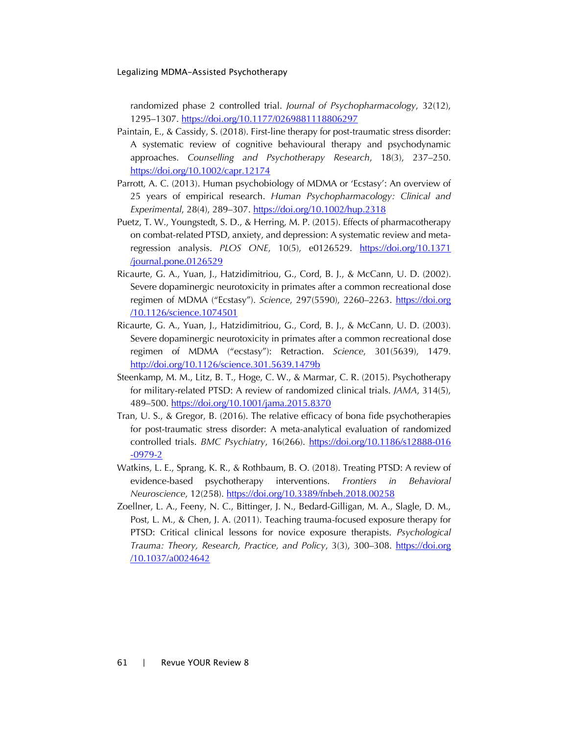randomized phase 2 controlled trial. *Journal of Psychopharmacology*, 32(12), 1295–1307. https://doi.org/10.1177/0269881118806297

Paintain, E., & Cassidy, S. (2018). First-line therapy for post-traumatic stress disorder: A systematic review of cognitive behavioural therapy and psychodynamic approaches. *Counselling and Psychotherapy Research*, 18(3), 237–250. https://doi.org/10.1002/capr.12174

Parrott, A. C. (2013). Human psychobiology of MDMA or 'Ecstasy': An overview of 25 years of empirical research. *Human Psychopharmacology: Clinical and Experimental*, 28(4), 289–307. https://doi.org/10.1002/hup.2318

Puetz, T. W., Youngstedt, S. D., & Herring, M. P. (2015). Effects of pharmacotherapy on combat-related PTSD, anxiety, and depression: A systematic review and meta-regression analysis. *PLOS ONE*, 10(5), e0126529. https://doi.org/10.1371/journal.pone.0126529

Ricaurte, G. A., Yuan, J., Hatzidimitriou, G., Cord, B. J., & McCann, U. D. (2002). Severe dopaminergic neurotoxicity in primates after a common recreational dose regimen of MDMA ("Ecstasy"). *Science*, 297(5590), 2260–2263. https://doi.org/10.1126/science.1074501

Ricaurte, G. A., Yuan, J., Hatzidimitriou, G., Cord, B. J., & McCann, U. D. (2003). Severe dopaminergic neurotoxicity in primates after a common recreational dose regimen of MDMA ("ecstasy"): Retraction. *Science*, 301(5639), 1479. http://doi.org/10.1126/science.301.5639.1479b

Steenkamp, M. M., Litz, B. T., Hoge, C. W., & Marmar, C. R. (2015). Psychotherapy for military-related PTSD: A review of randomized clinical trials. *JAMA*, 314(5), 489–500. https://doi.org/10.1001/jama.2015.8370

Tran, U. S., & Gregor, B. (2016). The relative efficacy of bona fide psychotherapies for post-traumatic stress disorder: A meta-analytical evaluation of randomized controlled trials. *BMC Psychiatry*, 16(266). https://doi.org/10.1186/s12888-016-0979-2

Watkins, L. E., Sprang, K. R., & Rothbaum, B. O. (2018). Treating PTSD: A review of evidence-based psychotherapy interventions. *Frontiers in Behavioral Neuroscience*, 12(258). https://doi.org/10.3389/fnbeh.2018.00258

Zoellner, L. A., Feeny, N. C., Bittinger, J. N., Bedard-Gilligan, M. A., Slagle, D. M., Post, L. M., & Chen, J. A. (2011). Teaching trauma-focused exposure therapy for PTSD: Critical clinical lessons for novice exposure therapists. *Psychological Trauma: Theory, Research, Practice, and Policy*, 3(3), 300–308. https://doi.org/10.1037/a0024642